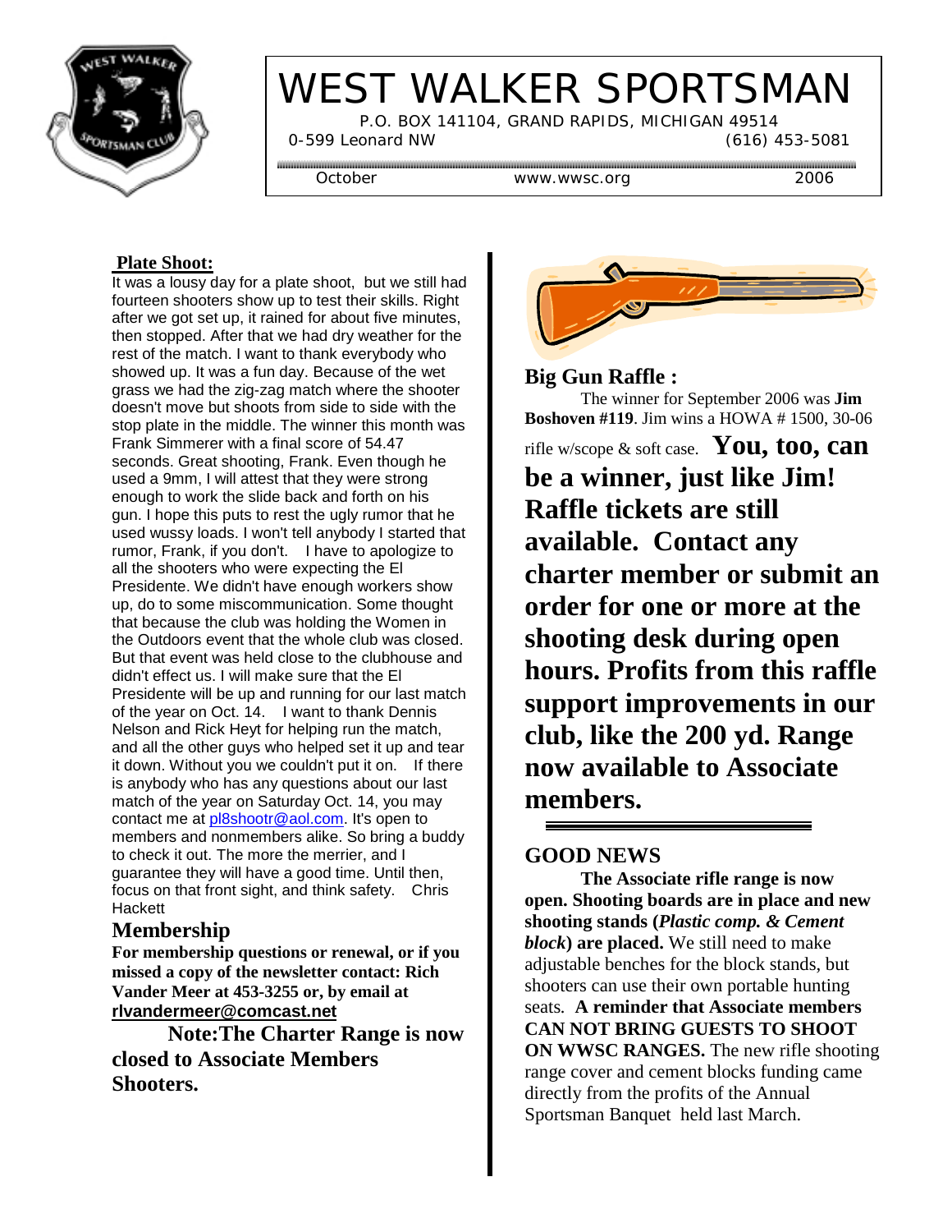# WEST WALKER SPORTSMAN

P.O. BOX 141104, GRAND RAPIDS, MICHIGAN 49514

0-599 Leonard NW (616) 453-5081

October www.wwsc.org 2006

## Plate Shoot:

It was a lousy day for a plate shoot, but we still had fourteen shooters show up to test their skills. Right after we got set up, it rained for about five minutes, then stopped. After that we had dry weather for the rest of the match. I want to thank everybody who showed up. It was a fun day. Because of the wet grass we had the zig-zag match where the shooter doesn't move but shoots from side to side with the stop plate in the middle. The winner this month was Frank Simmerer with a final score of 54.47 seconds. Great shooting, Frank. Even though he used a 9mm, I will attest that they were strong enough to work the slide back and forth on his gun. I hope this puts to rest the ugly rumor that he used wussy loads. I won't tell anybody I started that rumor, Frank, if you don't. I have to apologize to all the shooters who were expecting the El Presidente. We didn't have enough workers show up, do to some miscommunication. Some thought that because the club was holding the Women in the Outdoors event that the whole club was closed. But that event was held close to the clubhouse and didn't effect us. I will make sure that the El Presidente will be up and running for our last match of the year on Oct. 14. I want to thank Dennis Nelson and Rick Heyt for helping run the match, and all the other guys who helped set it up and tear it down. Without you we couldn't put it on. If there is anybody who has any questions about our last match of the year on Saturday Oct. 14, you may contact me at pl8shootr@aol.com. It's open to members and nonmembers alike. So bring a buddy to check it out. The more the merrier, and I guarantee they will have a good time. Until then, focus on that front sight, and think safety. Chris Hackett

## Membership

**For membership questions or renewal, or if you missed a copy of the newsletter contact: Rich Vander Meer at 453-3255 or, by email at rlvandermeer@comcast.net**

**Note:The Charter Range is now closed to Associate Members Shooters.**

## Big Gun Raffle :

The winner for September 2006 was **Jim Boshoven #119**. Jim wins a HOWA # 1500, 30-06 rifle w/scope & soft case. **You, too, can be a winner, just like Jim! Raffle tickets are still available. Contact any charter member or submit an order for one or more at the shooting desk during open hours. Profits from this raffle support improvements in our club, like the 200 yd. Range now available to Associate members.**

## GOOD NEWS

**The Associate rifle range is now open. Shooting boards are in place and new shooting stands (*Plastic comp. & Cement block*) are placed.** We still need to make adjustable benches for the block stands, but shooters can use their own portable hunting seats. **A reminder that Associate members CAN NOT BRING GUESTS TO SHOOT ON WWSC RANGES.** The new rifle shooting range cover and cement blocks funding came directly from the profits of the Annual Sportsman Banquet held last March.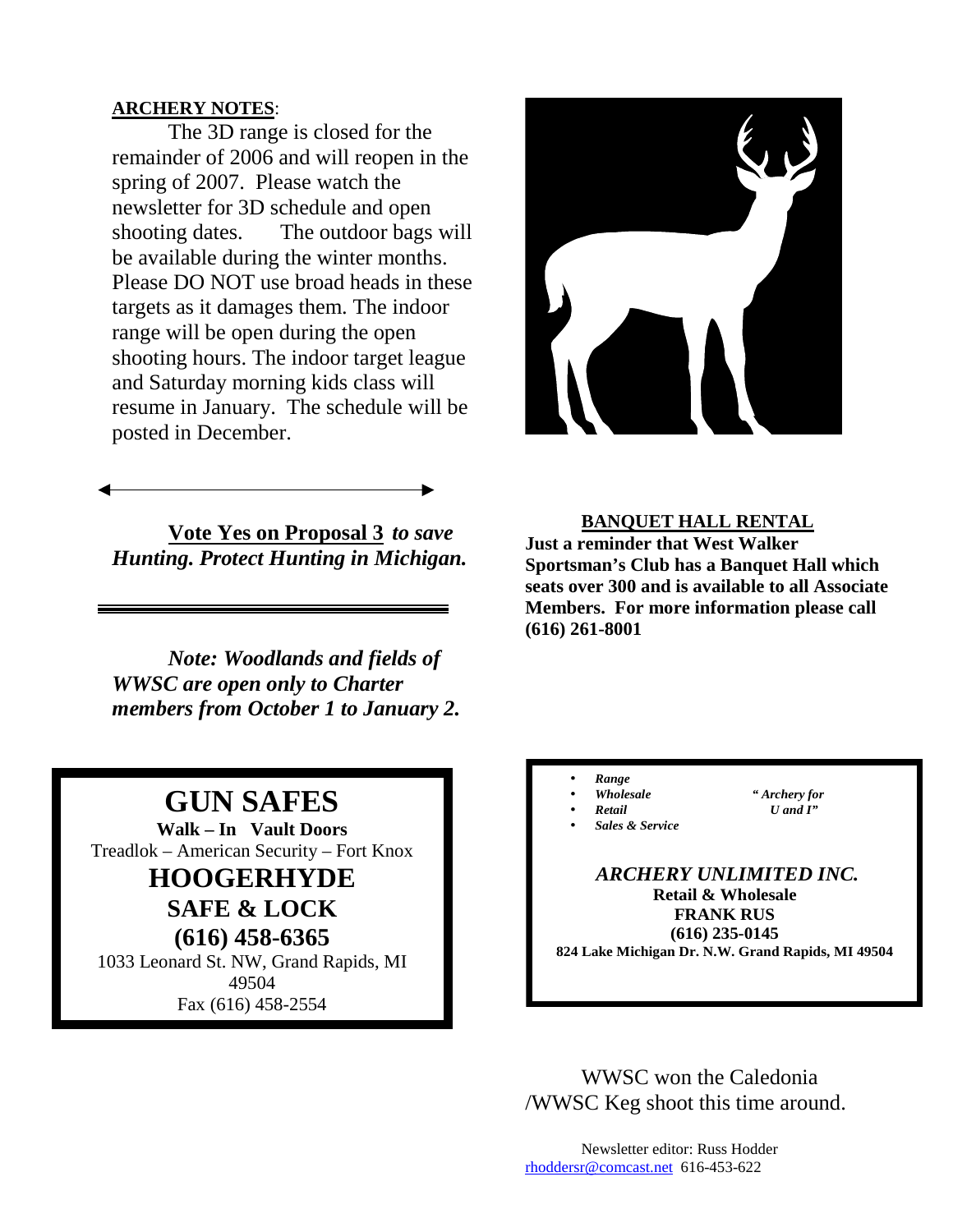**ARCHERY NOTES**:

The 3D range is closed for the remainder of 2006 and will reopen in the spring of 2007. Please watch the newsletter for 3D schedule and open shooting dates. The outdoor bags will be available during the winter months. Please DO NOT use broad heads in these targets as it damages them. The indoor range will be open during the open shooting hours. The indoor target league and Saturday morning kids class will resume in January. The schedule will be posted in December.

---

**Vote Yes on Proposal 3** ***to save Hunting. Protect Hunting in Michigan.***

---

***Note: Woodlands and fields of WWSC are open only to Charter members from October 1 to January 2.***

**BANQUET HALL RENTAL**

**Just a reminder that West Walker Sportsman's Club has a Banquet Hall which seats over 300 and is available to all Associate Members. For more information please call (616) 261-8001**

# GUN SAFES

**Walk – In Vault Doors**

Treadlok – American Security – Fort Knox

## HOOGERHYDE

### SAFE & LOCK

### (616) 458-6365

1033 Leonard St. NW, Grand Rapids, MI 49504

Fax (616) 458-2554

- ***Range***
- ***Wholesale***
- ***Retail***
- ***Sales & Service***

***" Archery for U and I"***

***ARCHERY UNLIMITED INC.***

**Retail & Wholesale**

**FRANK RUS**

**(616) 235-0145**

**824 Lake Michigan Dr. N.W. Grand Rapids, MI 49504**

WWSC won the Caledonia /WWSC Keg shoot this time around.

Newsletter editor: Russ Hodder
rhoddersr@comcast.net 616-453-622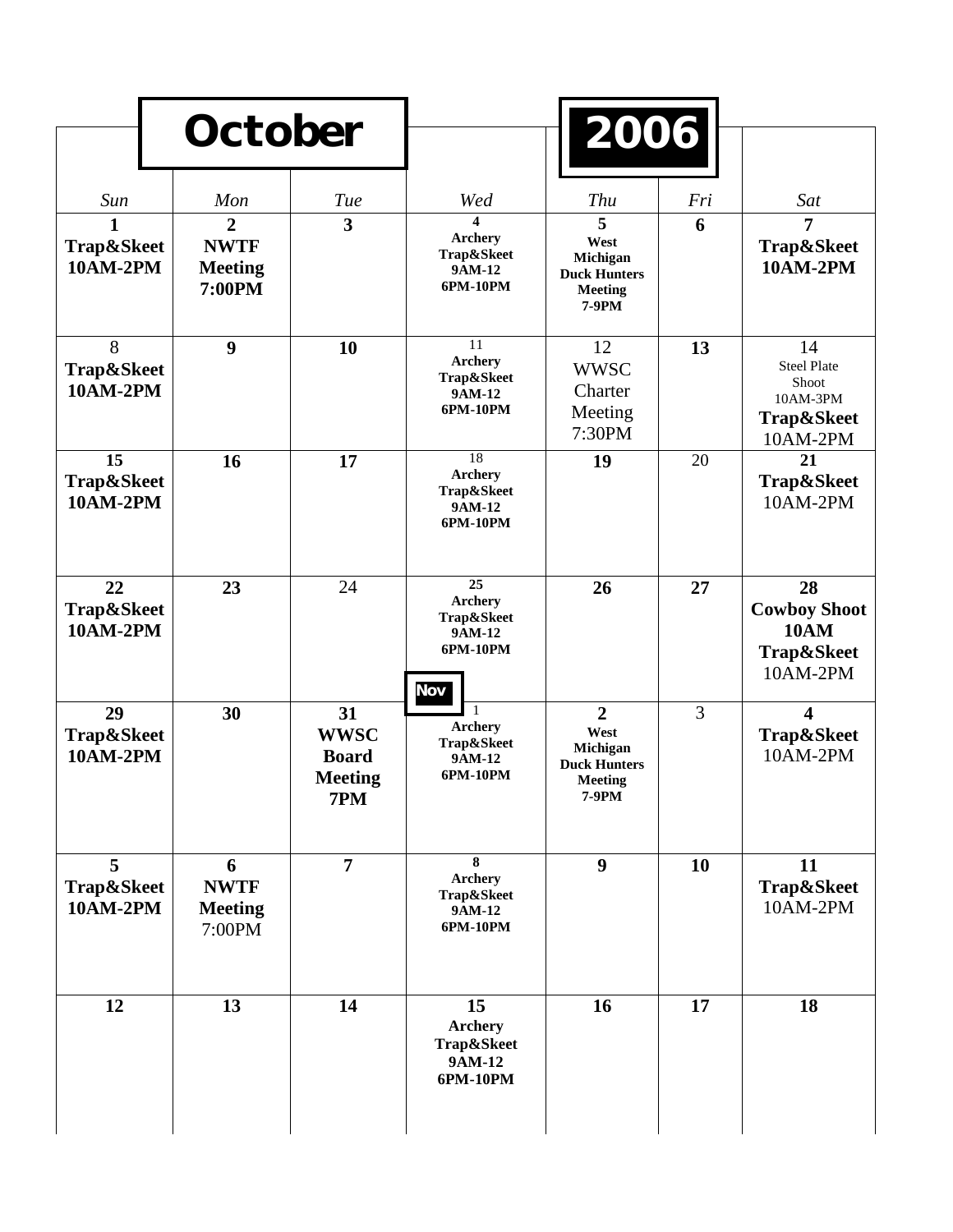# October 2006

| Sun | Mon | Tue | Wed | Thu | Fri | Sat |
|---|---|---|---|---|---|---|
| **1** **Trap&Skeet 10AM-2PM** | **2** **NWTF Meeting 7:00PM** | **3** | **4** **Archery Trap&Skeet 9AM-12 6PM-10PM** | **5** **West Michigan Duck Hunters Meeting 7-9PM** | **6** | **7** **Trap&Skeet 10AM-2PM** |
| 8 **Trap&Skeet 10AM-2PM** | **9** | **10** | 11 **Archery Trap&Skeet 9AM-12 6PM-10PM** | 12 WWSC Charter Meeting 7:30PM | **13** | 14 Steel Plate Shoot 10AM-3PM **Trap&Skeet** 10AM-2PM |
| **15** **Trap&Skeet 10AM-2PM** | **16** | **17** | 18 **Archery Trap&Skeet 9AM-12 6PM-10PM** | **19** | 20 | **21** **Trap&Skeet** 10AM-2PM |
| **22** **Trap&Skeet 10AM-2PM** | **23** | 24 | **25** **Archery Trap&Skeet 9AM-12 6PM-10PM** | **26** | **27** | **28** **Cowboy Shoot 10AM** **Trap&Skeet** 10AM-2PM |
| **29** **Trap&Skeet 10AM-2PM** | **30** | **31** **WWSC Board Meeting 7PM** | **Nov** 1 **Archery Trap&Skeet 9AM-12 6PM-10PM** | **2** **West Michigan Duck Hunters Meeting 7-9PM** | 3 | **4** **Trap&Skeet** 10AM-2PM |
| **5** **Trap&Skeet 10AM-2PM** | **6** **NWTF Meeting** 7:00PM | **7** | **8** **Archery Trap&Skeet 9AM-12 6PM-10PM** | **9** | **10** | **11** **Trap&Skeet** 10AM-2PM |
| **12** | **13** | **14** | **15** **Archery Trap&Skeet 9AM-12 6PM-10PM** | **16** | **17** | **18** |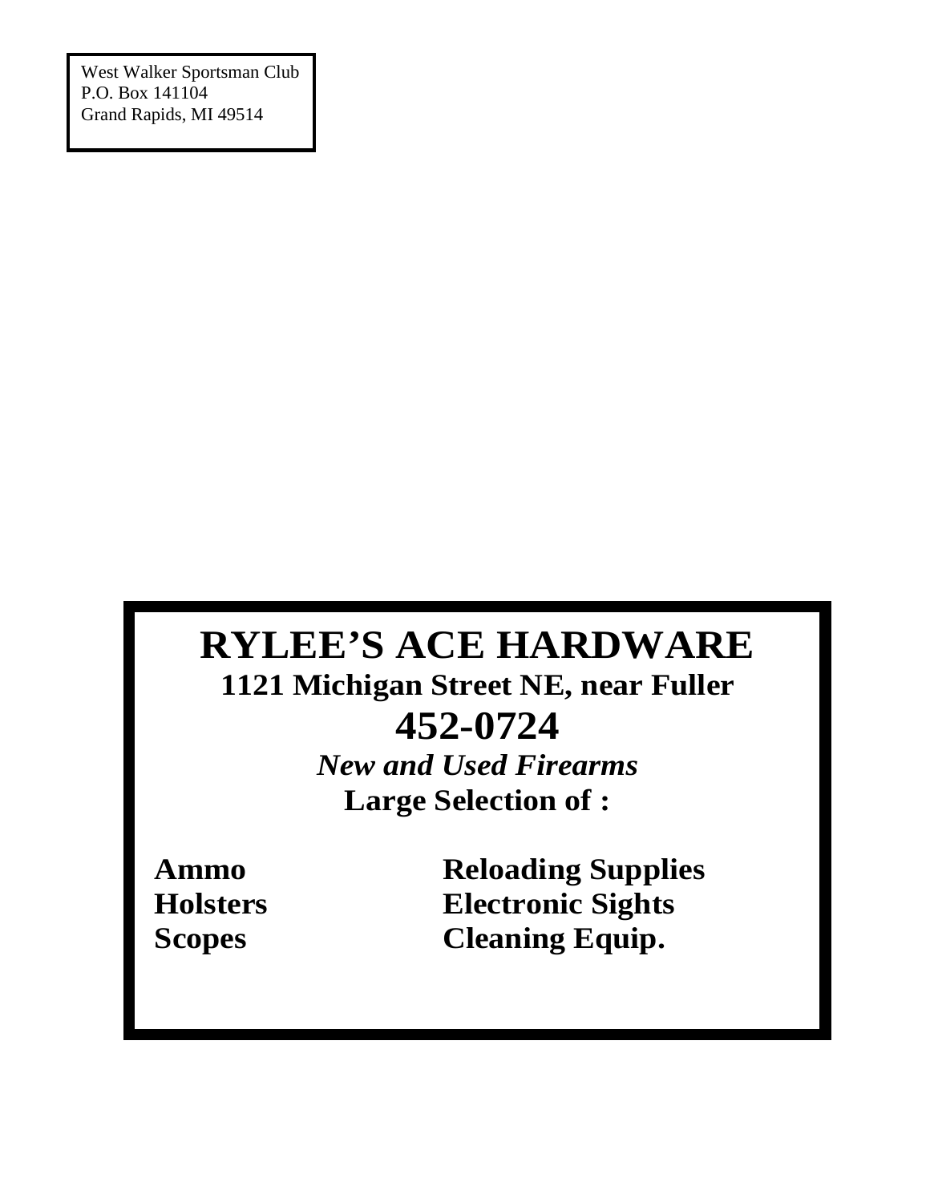West Walker Sportsman Club
P.O. Box 141104
Grand Rapids, MI 49514

# RYLEE'S ACE HARDWARE

**1121 Michigan Street NE, near Fuller**

## 452-0724

***New and Used Firearms***

**Large Selection of :**

| | |
|---|---|
| **Ammo** | **Reloading Supplies** |
| **Holsters** | **Electronic Sights** |
| **Scopes** | **Cleaning Equip.** |